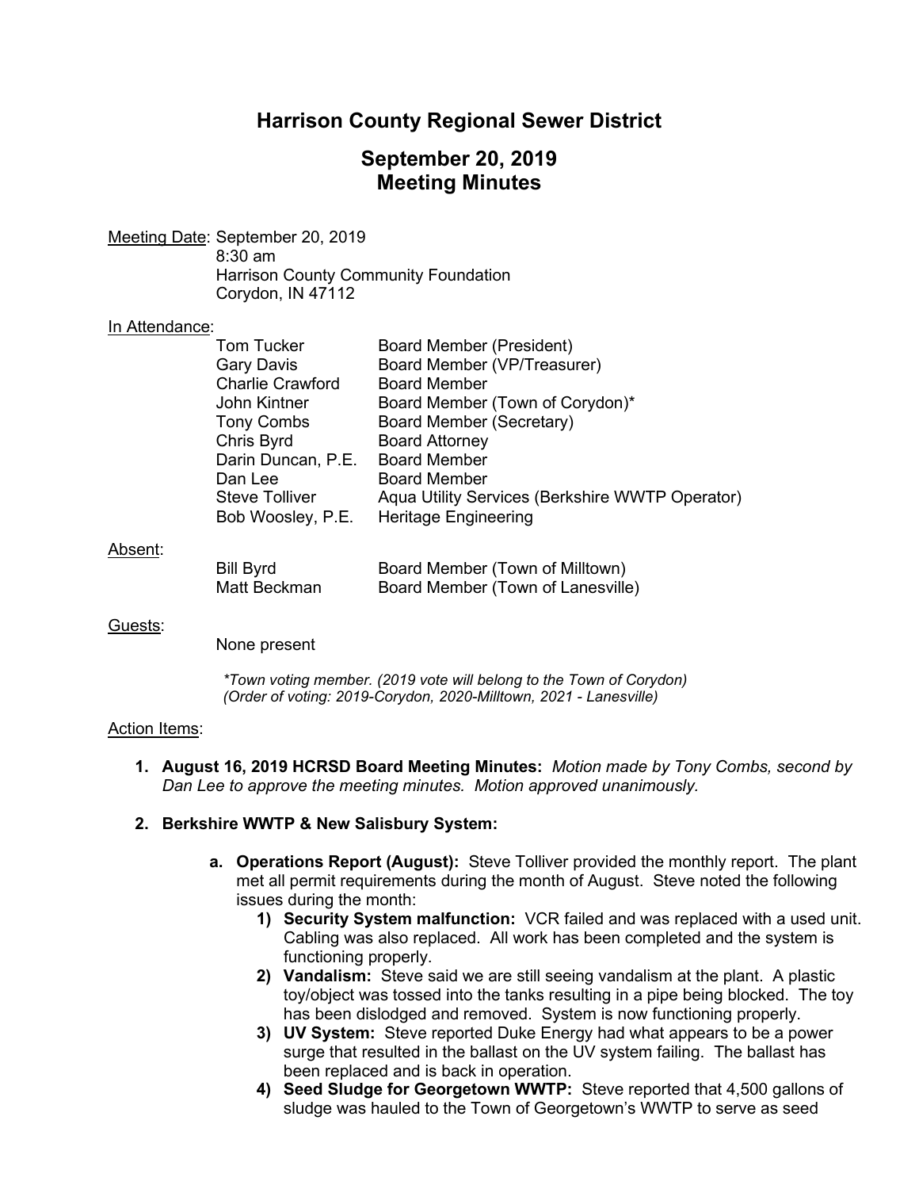# Harrison County Regional Sewer District

## September 20, 2019
## Meeting Minutes

Meeting Date: September 20, 2019
8:30 am
Harrison County Community Foundation
Corydon, IN 47112

In Attendance:

| | |
|---|---|
| Tom Tucker | Board Member (President) |
| Gary Davis | Board Member (VP/Treasurer) |
| Charlie Crawford | Board Member |
| John Kintner | Board Member (Town of Corydon)* |
| Tony Combs | Board Member (Secretary) |
| Chris Byrd | Board Attorney |
| Darin Duncan, P.E. | Board Member |
| Dan Lee | Board Member |
| Steve Tolliver | Aqua Utility Services (Berkshire WWTP Operator) |
| Bob Woosley, P.E. | Heritage Engineering |

Absent:

| | |
|---|---|
| Bill Byrd | Board Member (Town of Milltown) |
| Matt Beckman | Board Member (Town of Lanesville) |

Guests:

None present

*\*Town voting member. (2019 vote will belong to the Town of Corydon)*
*(Order of voting: 2019-Corydon, 2020-Milltown, 2021 - Lanesville)*

Action Items:

1. **August 16, 2019 HCRSD Board Meeting Minutes:** *Motion made by Tony Combs, second by Dan Lee to approve the meeting minutes. Motion approved unanimously.*

2. **Berkshire WWTP & New Salisbury System:**

   a. **Operations Report (August):** Steve Tolliver provided the monthly report. The plant met all permit requirements during the month of August. Steve noted the following issues during the month:
      1) **Security System malfunction:** VCR failed and was replaced with a used unit. Cabling was also replaced. All work has been completed and the system is functioning properly.
      2) **Vandalism:** Steve said we are still seeing vandalism at the plant. A plastic toy/object was tossed into the tanks resulting in a pipe being blocked. The toy has been dislodged and removed. System is now functioning properly.
      3) **UV System:** Steve reported Duke Energy had what appears to be a power surge that resulted in the ballast on the UV system failing. The ballast has been replaced and is back in operation.
      4) **Seed Sludge for Georgetown WWTP:** Steve reported that 4,500 gallons of sludge was hauled to the Town of Georgetown's WWTP to serve as seed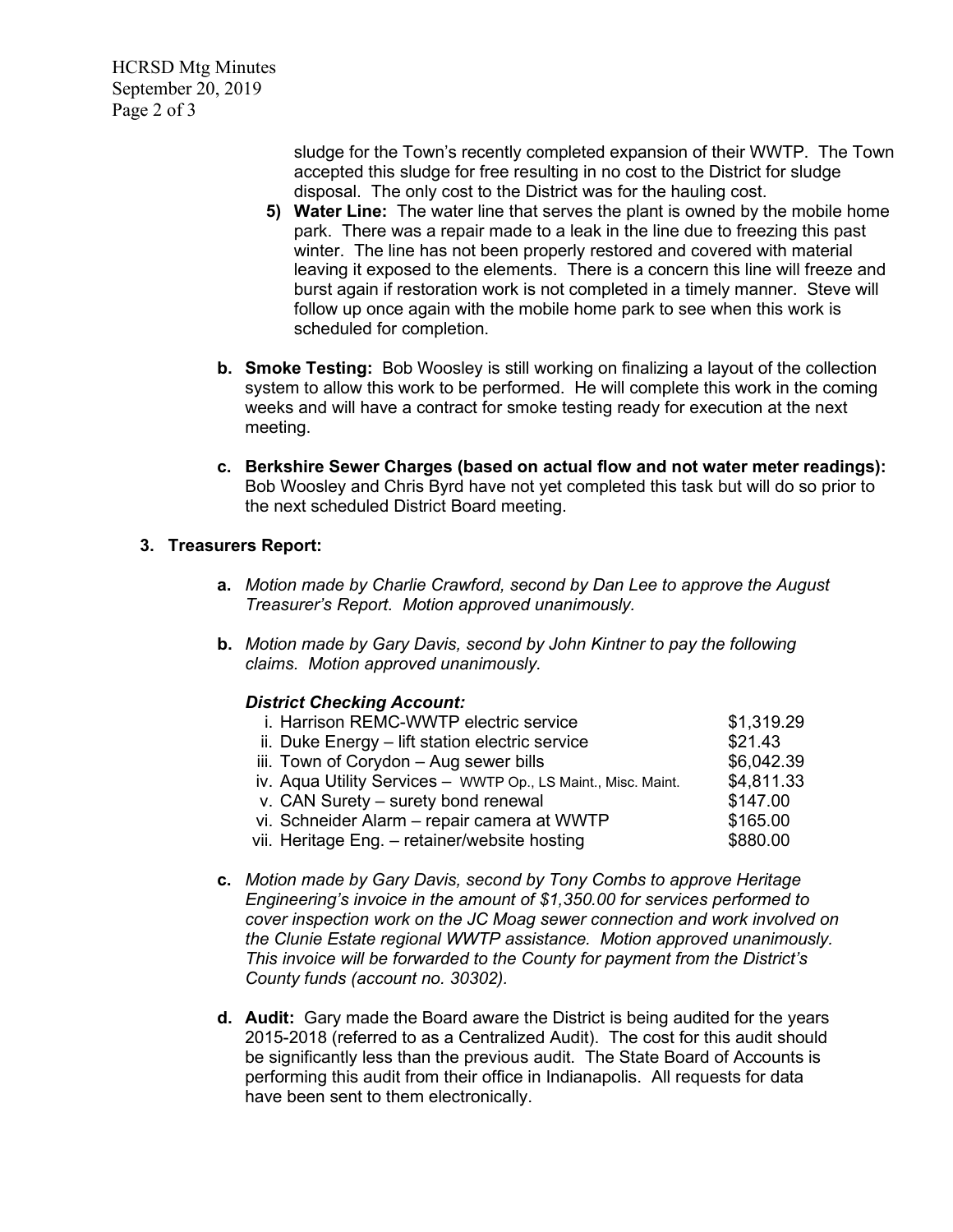sludge for the Town's recently completed expansion of their WWTP. The Town accepted this sludge for free resulting in no cost to the District for sludge disposal. The only cost to the District was for the hauling cost.

5) **Water Line:** The water line that serves the plant is owned by the mobile home park. There was a repair made to a leak in the line due to freezing this past winter. The line has not been properly restored and covered with material leaving it exposed to the elements. There is a concern this line will freeze and burst again if restoration work is not completed in a timely manner. Steve will follow up once again with the mobile home park to see when this work is scheduled for completion.

**b. Smoke Testing:** Bob Woosley is still working on finalizing a layout of the collection system to allow this work to be performed. He will complete this work in the coming weeks and will have a contract for smoke testing ready for execution at the next meeting.

**c. Berkshire Sewer Charges (based on actual flow and not water meter readings):** Bob Woosley and Chris Byrd have not yet completed this task but will do so prior to the next scheduled District Board meeting.

**3. Treasurers Report:**

**a.** *Motion made by Charlie Crawford, second by Dan Lee to approve the August Treasurer's Report. Motion approved unanimously.*

**b.** *Motion made by Gary Davis, second by John Kintner to pay the following claims. Motion approved unanimously.*

***District Checking Account:***

| | |
|---|---|
| i. Harrison REMC-WWTP electric service | $1,319.29 |
| ii. Duke Energy – lift station electric service | $21.43 |
| iii. Town of Corydon – Aug sewer bills | $6,042.39 |
| iv. Aqua Utility Services – WWTP Op., LS Maint., Misc. Maint. | $4,811.33 |
| v. CAN Surety – surety bond renewal | $147.00 |
| vi. Schneider Alarm – repair camera at WWTP | $165.00 |
| vii. Heritage Eng. – retainer/website hosting | $880.00 |

**c.** *Motion made by Gary Davis, second by Tony Combs to approve Heritage Engineering's invoice in the amount of $1,350.00 for services performed to cover inspection work on the JC Moag sewer connection and work involved on the Clunie Estate regional WWTP assistance. Motion approved unanimously. This invoice will be forwarded to the County for payment from the District's County funds (account no. 30302).*

**d. Audit:** Gary made the Board aware the District is being audited for the years 2015-2018 (referred to as a Centralized Audit). The cost for this audit should be significantly less than the previous audit. The State Board of Accounts is performing this audit from their office in Indianapolis. All requests for data have been sent to them electronically.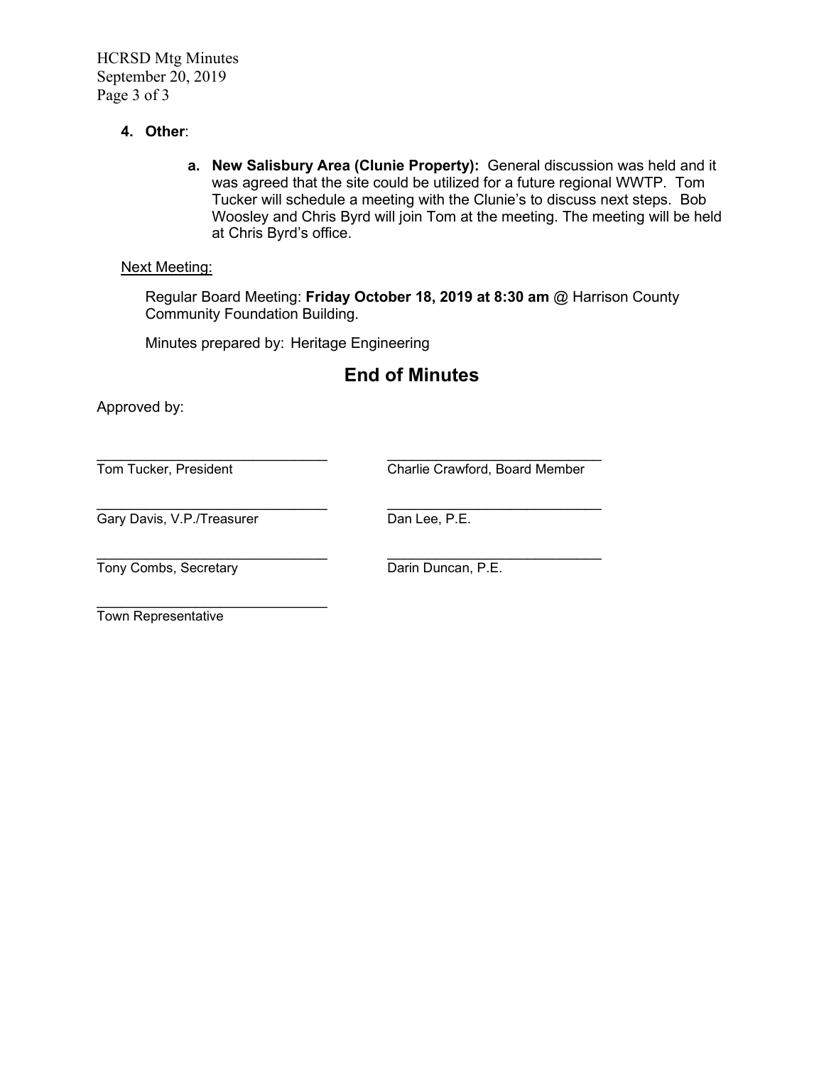4. **Other**:

    a. **New Salisbury Area (Clunie Property):** General discussion was held and it was agreed that the site could be utilized for a future regional WWTP. Tom Tucker will schedule a meeting with the Clunie's to discuss next steps. Bob Woosley and Chris Byrd will join Tom at the meeting. The meeting will be held at Chris Byrd's office.

<u>Next Meeting:</u>

Regular Board Meeting: **Friday October 18, 2019 at 8:30 am** @ Harrison County Community Foundation Building.

Minutes prepared by: Heritage Engineering

## End of Minutes

Approved by:

| | |
|---|---|
| ______________________________ | ______________________________ |
| Tom Tucker, President | Charlie Crawford, Board Member |
| ______________________________ | ______________________________ |
| Gary Davis, V.P./Treasurer | Dan Lee, P.E. |
| ______________________________ | ______________________________ |
| Tony Combs, Secretary | Darin Duncan, P.E. |
| ______________________________ | |
| Town Representative | |